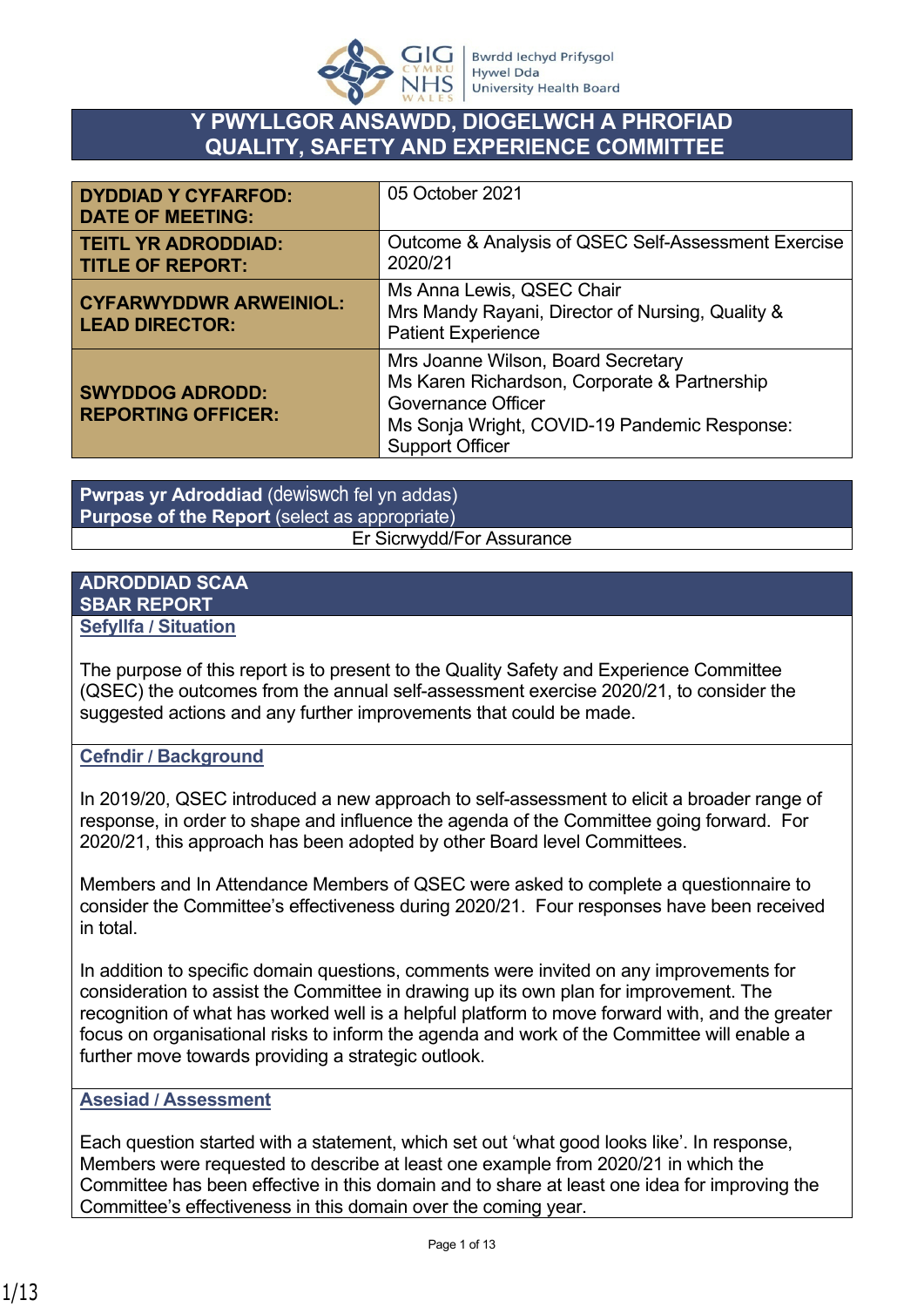# Y PWYLLGOR ANSAWDD, DIOGELWCH A PHROFIAD
# QUALITY, SAFETY AND EXPERIENCE COMMITTEE

| | |
|---|---|
| **DYDDIAD Y CYFARFOD: DATE OF MEETING:** | 05 October 2021 |
| **TEITL YR ADRODDIAD: TITLE OF REPORT:** | Outcome & Analysis of QSEC Self-Assessment Exercise 2020/21 |
| **CYFARWYDDWR ARWEINIOL: LEAD DIRECTOR:** | Ms Anna Lewis, QSEC Chair<br>Mrs Mandy Rayani, Director of Nursing, Quality & Patient Experience |
| **SWYDDOG ADRODD: REPORTING OFFICER:** | Mrs Joanne Wilson, Board Secretary<br>Ms Karen Richardson, Corporate & Partnership Governance Officer<br>Ms Sonja Wright, COVID-19 Pandemic Response: Support Officer |

| **Pwrpas yr Adroddiad** (dewiswch fel yn addas)<br>**Purpose of the Report** (select as appropriate) |
|---|
| Er Sicrwydd/For Assurance |

## ADRODDIAD SCAA
## SBAR REPORT

### Sefyllfa / Situation

The purpose of this report is to present to the Quality Safety and Experience Committee (QSEC) the outcomes from the annual self-assessment exercise 2020/21, to consider the suggested actions and any further improvements that could be made.

### Cefndir / Background

In 2019/20, QSEC introduced a new approach to self-assessment to elicit a broader range of response, in order to shape and influence the agenda of the Committee going forward. For 2020/21, this approach has been adopted by other Board level Committees.

Members and In Attendance Members of QSEC were asked to complete a questionnaire to consider the Committee's effectiveness during 2020/21. Four responses have been received in total.

In addition to specific domain questions, comments were invited on any improvements for consideration to assist the Committee in drawing up its own plan for improvement. The recognition of what has worked well is a helpful platform to move forward with, and the greater focus on organisational risks to inform the agenda and work of the Committee will enable a further move towards providing a strategic outlook.

### Asesiad / Assessment

Each question started with a statement, which set out 'what good looks like'. In response, Members were requested to describe at least one example from 2020/21 in which the Committee has been effective in this domain and to share at least one idea for improving the Committee's effectiveness in this domain over the coming year.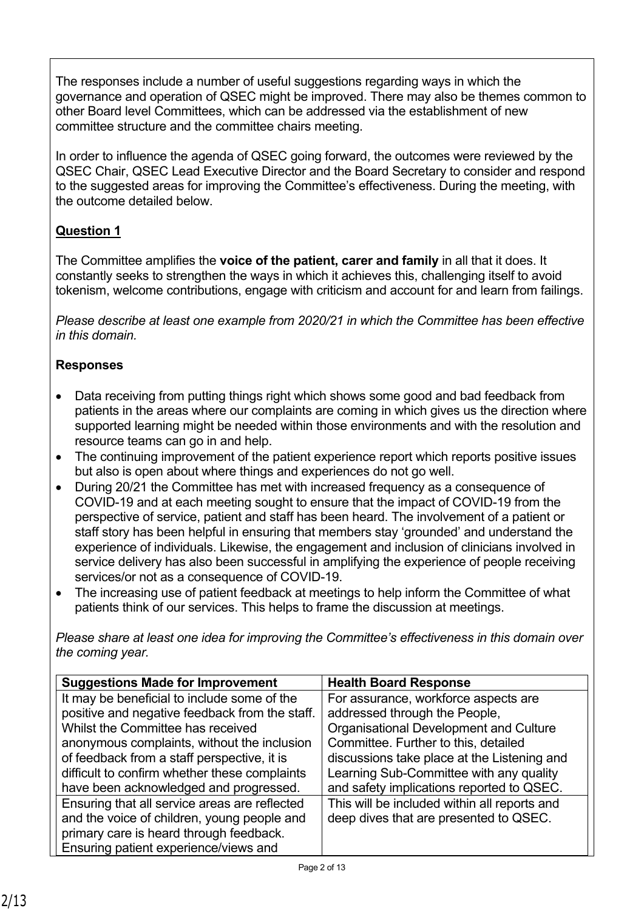The responses include a number of useful suggestions regarding ways in which the governance and operation of QSEC might be improved. There may also be themes common to other Board level Committees, which can be addressed via the establishment of new committee structure and the committee chairs meeting.

In order to influence the agenda of QSEC going forward, the outcomes were reviewed by the QSEC Chair, QSEC Lead Executive Director and the Board Secretary to consider and respond to the suggested areas for improving the Committee's effectiveness. During the meeting, with the outcome detailed below.

**Question 1**

The Committee amplifies the **voice of the patient, carer and family** in all that it does. It constantly seeks to strengthen the ways in which it achieves this, challenging itself to avoid tokenism, welcome contributions, engage with criticism and account for and learn from failings.

*Please describe at least one example from 2020/21 in which the Committee has been effective in this domain.*

**Responses**

- Data receiving from putting things right which shows some good and bad feedback from patients in the areas where our complaints are coming in which gives us the direction where supported learning might be needed within those environments and with the resolution and resource teams can go in and help.
- The continuing improvement of the patient experience report which reports positive issues but also is open about where things and experiences do not go well.
- During 20/21 the Committee has met with increased frequency as a consequence of COVID-19 and at each meeting sought to ensure that the impact of COVID-19 from the perspective of service, patient and staff has been heard. The involvement of a patient or staff story has been helpful in ensuring that members stay 'grounded' and understand the experience of individuals. Likewise, the engagement and inclusion of clinicians involved in service delivery has also been successful in amplifying the experience of people receiving services/or not as a consequence of COVID-19.
- The increasing use of patient feedback at meetings to help inform the Committee of what patients think of our services. This helps to frame the discussion at meetings.

*Please share at least one idea for improving the Committee's effectiveness in this domain over the coming year.*

| Suggestions Made for Improvement | Health Board Response |
|---|---|
| It may be beneficial to include some of the positive and negative feedback from the staff. Whilst the Committee has received anonymous complaints, without the inclusion of feedback from a staff perspective, it is difficult to confirm whether these complaints have been acknowledged and progressed. | For assurance, workforce aspects are addressed through the People, Organisational Development and Culture Committee. Further to this, detailed discussions take place at the Listening and Learning Sub-Committee with any quality and safety implications reported to QSEC. |
| Ensuring that all service areas are reflected and the voice of children, young people and primary care is heard through feedback. Ensuring patient experience/views and | This will be included within all reports and deep dives that are presented to QSEC. |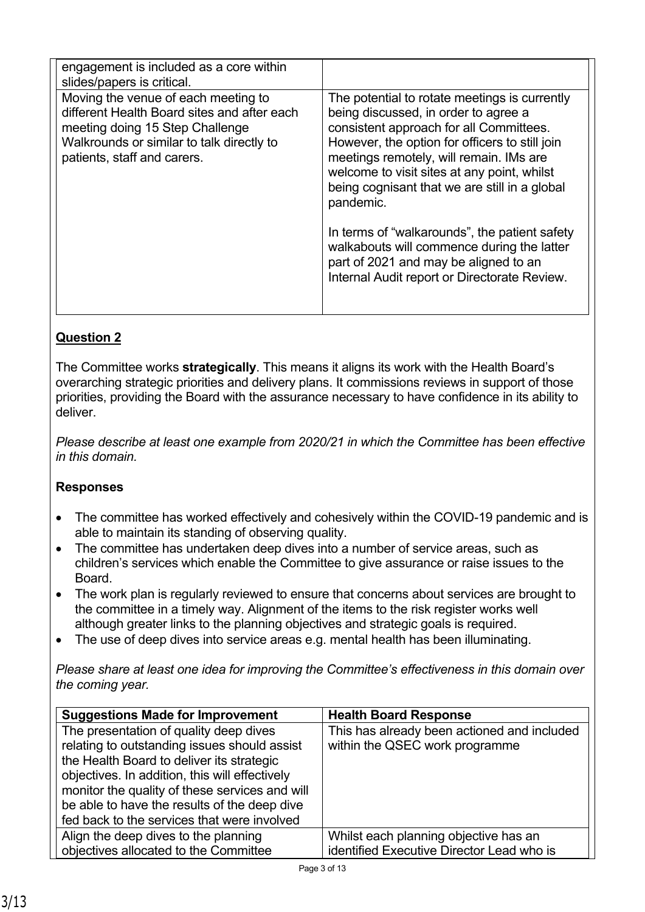| | |
|---|---|
| engagement is included as a core within slides/papers is critical. | |
| Moving the venue of each meeting to different Health Board sites and after each meeting doing 15 Step Challenge Walkrounds or similar to talk directly to patients, staff and carers. | The potential to rotate meetings is currently being discussed, in order to agree a consistent approach for all Committees. However, the option for officers to still join meetings remotely, will remain. IMs are welcome to visit sites at any point, whilst being cognisant that we are still in a global pandemic.<br><br>In terms of "walkarounds", the patient safety walkabouts will commence during the latter part of 2021 and may be aligned to an Internal Audit report or Directorate Review. |

## Question 2

The Committee works **strategically**. This means it aligns its work with the Health Board's overarching strategic priorities and delivery plans. It commissions reviews in support of those priorities, providing the Board with the assurance necessary to have confidence in its ability to deliver.

*Please describe at least one example from 2020/21 in which the Committee has been effective in this domain.*

### Responses

- The committee has worked effectively and cohesively within the COVID-19 pandemic and is able to maintain its standing of observing quality.
- The committee has undertaken deep dives into a number of service areas, such as children's services which enable the Committee to give assurance or raise issues to the Board.
- The work plan is regularly reviewed to ensure that concerns about services are brought to the committee in a timely way. Alignment of the items to the risk register works well although greater links to the planning objectives and strategic goals is required.
- The use of deep dives into service areas e.g. mental health has been illuminating.

*Please share at least one idea for improving the Committee's effectiveness in this domain over the coming year.*

| Suggestions Made for Improvement | Health Board Response |
|---|---|
| The presentation of quality deep dives relating to outstanding issues should assist the Health Board to deliver its strategic objectives. In addition, this will effectively monitor the quality of these services and will be able to have the results of the deep dive fed back to the services that were involved | This has already been actioned and included within the QSEC work programme |
| Align the deep dives to the planning objectives allocated to the Committee | Whilst each planning objective has an identified Executive Director Lead who is |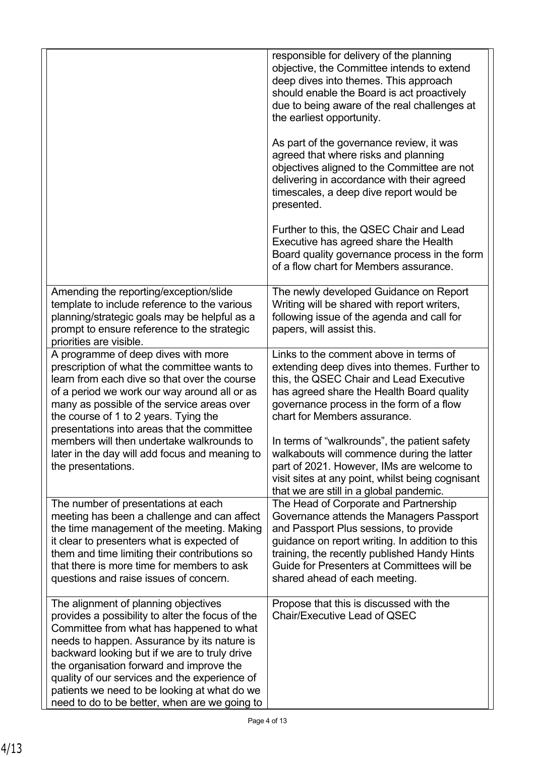| | |
|---|---|
| | responsible for delivery of the planning objective, the Committee intends to extend deep dives into themes. This approach should enable the Board is act proactively due to being aware of the real challenges at the earliest opportunity.<br><br>As part of the governance review, it was agreed that where risks and planning objectives aligned to the Committee are not delivering in accordance with their agreed timescales, a deep dive report would be presented.<br><br>Further to this, the QSEC Chair and Lead Executive has agreed share the Health Board quality governance process in the form of a flow chart for Members assurance. |
| Amending the reporting/exception/slide template to include reference to the various planning/strategic goals may be helpful as a prompt to ensure reference to the strategic priorities are visible. | The newly developed Guidance on Report Writing will be shared with report writers, following issue of the agenda and call for papers, will assist this. |
| A programme of deep dives with more prescription of what the committee wants to learn from each dive so that over the course of a period we work our way around all or as many as possible of the service areas over the course of 1 to 2 years. Tying the presentations into areas that the committee members will then undertake walkrounds to later in the day will add focus and meaning to the presentations. | Links to the comment above in terms of extending deep dives into themes. Further to this, the QSEC Chair and Lead Executive has agreed share the Health Board quality governance process in the form of a flow chart for Members assurance.<br><br>In terms of "walkrounds", the patient safety walkabouts will commence during the latter part of 2021. However, IMs are welcome to visit sites at any point, whilst being cognisant that we are still in a global pandemic. |
| The number of presentations at each meeting has been a challenge and can affect the time management of the meeting. Making it clear to presenters what is expected of them and time limiting their contributions so that there is more time for members to ask questions and raise issues of concern. | The Head of Corporate and Partnership Governance attends the Managers Passport and Passport Plus sessions, to provide guidance on report writing. In addition to this training, the recently published Handy Hints Guide for Presenters at Committees will be shared ahead of each meeting. |
| The alignment of planning objectives provides a possibility to alter the focus of the Committee from what has happened to what needs to happen. Assurance by its nature is backward looking but if we are to truly drive the organisation forward and improve the quality of our services and the experience of patients we need to be looking at what do we need to do to be better, when are we going to | Propose that this is discussed with the Chair/Executive Lead of QSEC |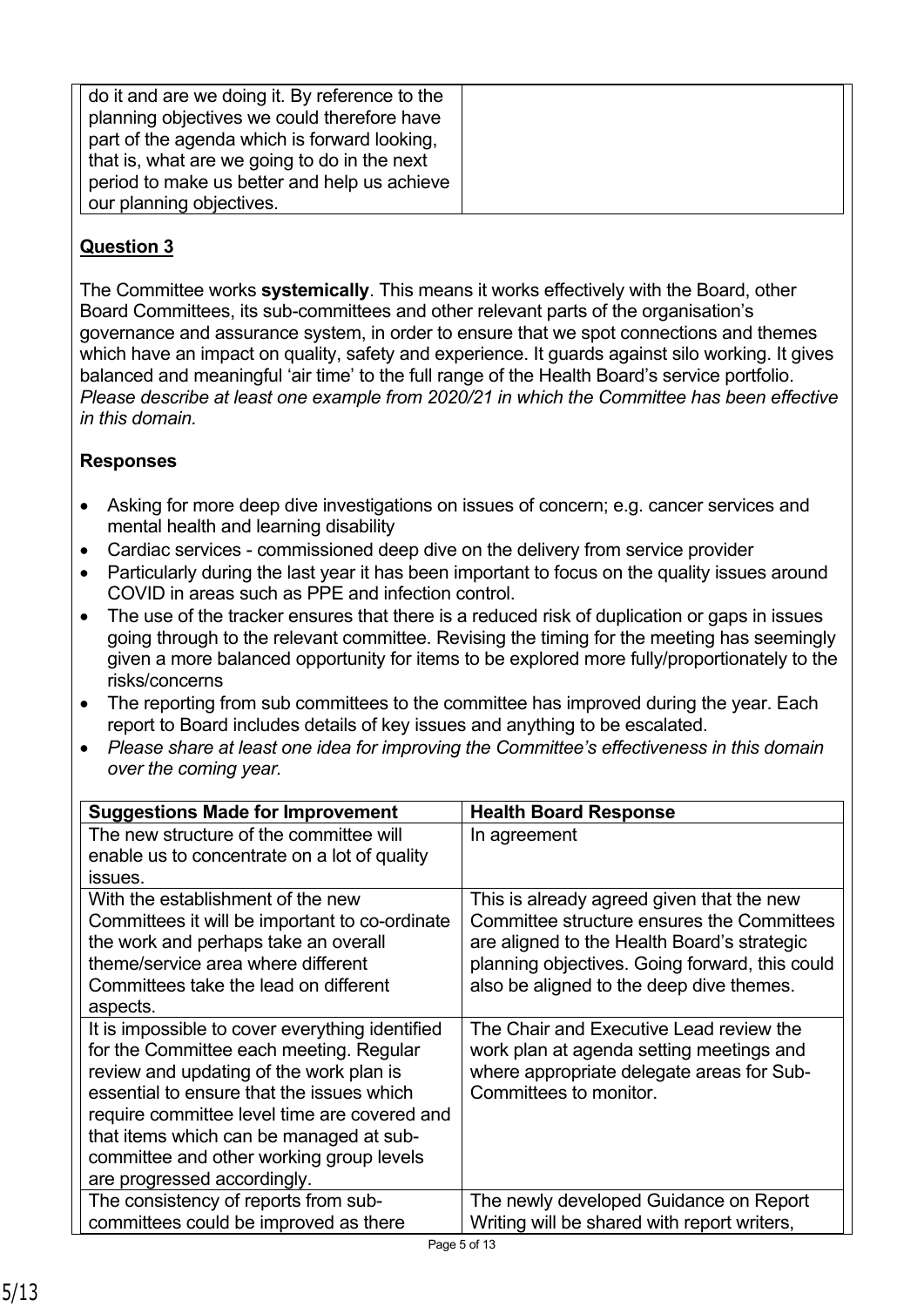| | |
|---|---|
| do it and are we doing it. By reference to the planning objectives we could therefore have part of the agenda which is forward looking, that is, what are we going to do in the next period to make us better and help us achieve our planning objectives. | |

**Question 3**

The Committee works **systemically**. This means it works effectively with the Board, other Board Committees, its sub-committees and other relevant parts of the organisation's governance and assurance system, in order to ensure that we spot connections and themes which have an impact on quality, safety and experience. It guards against silo working. It gives balanced and meaningful 'air time' to the full range of the Health Board's service portfolio. *Please describe at least one example from 2020/21 in which the Committee has been effective in this domain.*

**Responses**

- Asking for more deep dive investigations on issues of concern; e.g. cancer services and mental health and learning disability
- Cardiac services - commissioned deep dive on the delivery from service provider
- Particularly during the last year it has been important to focus on the quality issues around COVID in areas such as PPE and infection control.
- The use of the tracker ensures that there is a reduced risk of duplication or gaps in issues going through to the relevant committee. Revising the timing for the meeting has seemingly given a more balanced opportunity for items to be explored more fully/proportionately to the risks/concerns
- The reporting from sub committees to the committee has improved during the year. Each report to Board includes details of key issues and anything to be escalated.
- *Please share at least one idea for improving the Committee's effectiveness in this domain over the coming year.*

| **Suggestions Made for Improvement** | **Health Board Response** |
|---|---|
| The new structure of the committee will enable us to concentrate on a lot of quality issues. | In agreement |
| With the establishment of the new Committees it will be important to co-ordinate the work and perhaps take an overall theme/service area where different Committees take the lead on different aspects. | This is already agreed given that the new Committee structure ensures the Committees are aligned to the Health Board's strategic planning objectives. Going forward, this could also be aligned to the deep dive themes. |
| It is impossible to cover everything identified for the Committee each meeting. Regular review and updating of the work plan is essential to ensure that the issues which require committee level time are covered and that items which can be managed at sub-committee and other working group levels are progressed accordingly. | The Chair and Executive Lead review the work plan at agenda setting meetings and where appropriate delegate areas for Sub-Committees to monitor. |
| The consistency of reports from sub-committees could be improved as there | The newly developed Guidance on Report Writing will be shared with report writers, |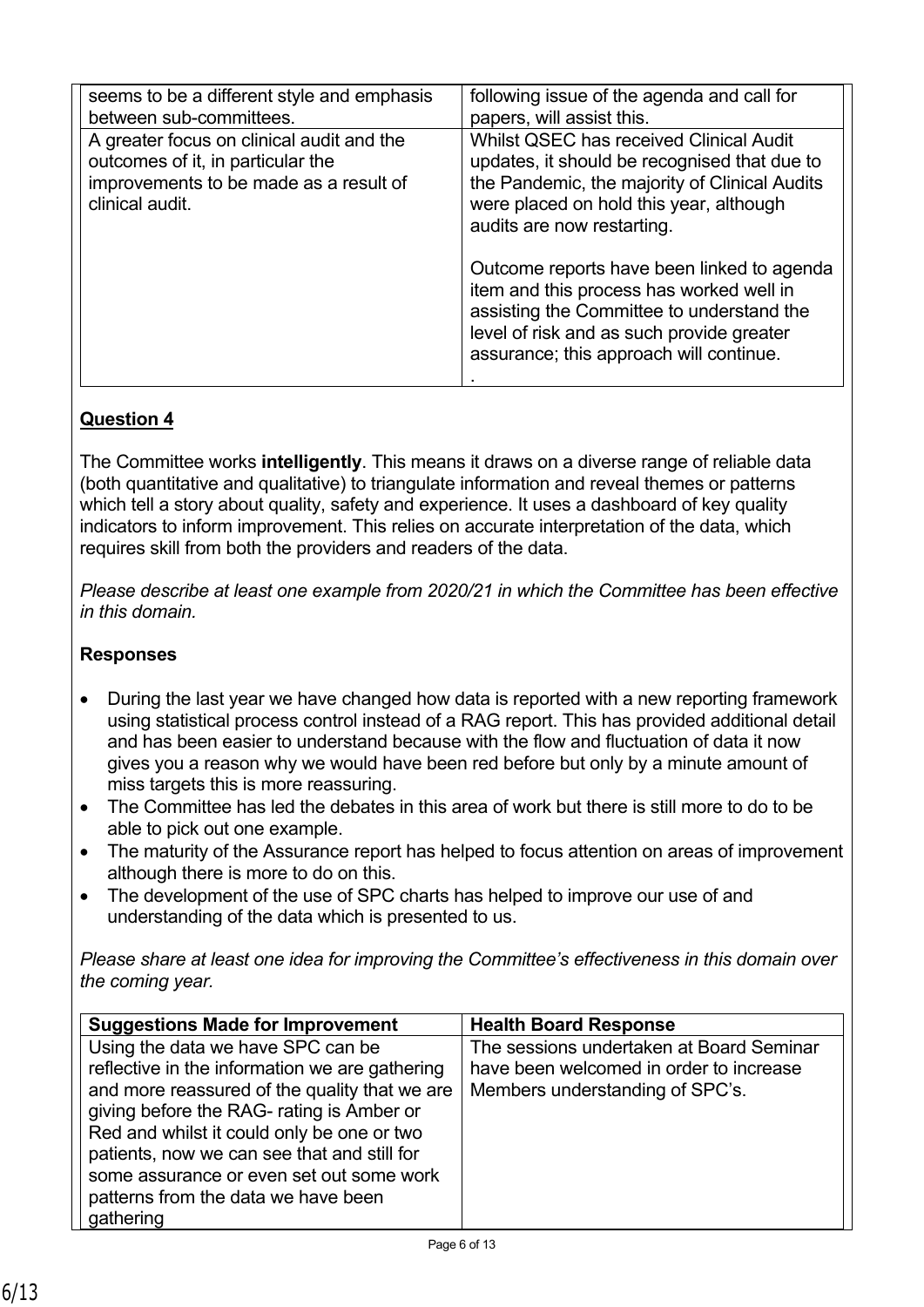| | |
|---|---|
| seems to be a different style and emphasis between sub-committees. | following issue of the agenda and call for papers, will assist this. |
| A greater focus on clinical audit and the outcomes of it, in particular the improvements to be made as a result of clinical audit. | Whilst QSEC has received Clinical Audit updates, it should be recognised that due to the Pandemic, the majority of Clinical Audits were placed on hold this year, although audits are now restarting.<br><br>Outcome reports have been linked to agenda item and this process has worked well in assisting the Committee to understand the level of risk and as such provide greater assurance; this approach will continue.<br>. |

**Question 4**

The Committee works **intelligently**. This means it draws on a diverse range of reliable data (both quantitative and qualitative) to triangulate information and reveal themes or patterns which tell a story about quality, safety and experience. It uses a dashboard of key quality indicators to inform improvement. This relies on accurate interpretation of the data, which requires skill from both the providers and readers of the data.

*Please describe at least one example from 2020/21 in which the Committee has been effective in this domain.*

**Responses**

- During the last year we have changed how data is reported with a new reporting framework using statistical process control instead of a RAG report. This has provided additional detail and has been easier to understand because with the flow and fluctuation of data it now gives you a reason why we would have been red before but only by a minute amount of miss targets this is more reassuring.
- The Committee has led the debates in this area of work but there is still more to do to be able to pick out one example.
- The maturity of the Assurance report has helped to focus attention on areas of improvement although there is more to do on this.
- The development of the use of SPC charts has helped to improve our use of and understanding of the data which is presented to us.

*Please share at least one idea for improving the Committee's effectiveness in this domain over the coming year.*

| Suggestions Made for Improvement | Health Board Response |
|---|---|
| Using the data we have SPC can be reflective in the information we are gathering and more reassured of the quality that we are giving before the RAG- rating is Amber or Red and whilst it could only be one or two patients, now we can see that and still for some assurance or even set out some work patterns from the data we have been gathering | The sessions undertaken at Board Seminar have been welcomed in order to increase Members understanding of SPC's. |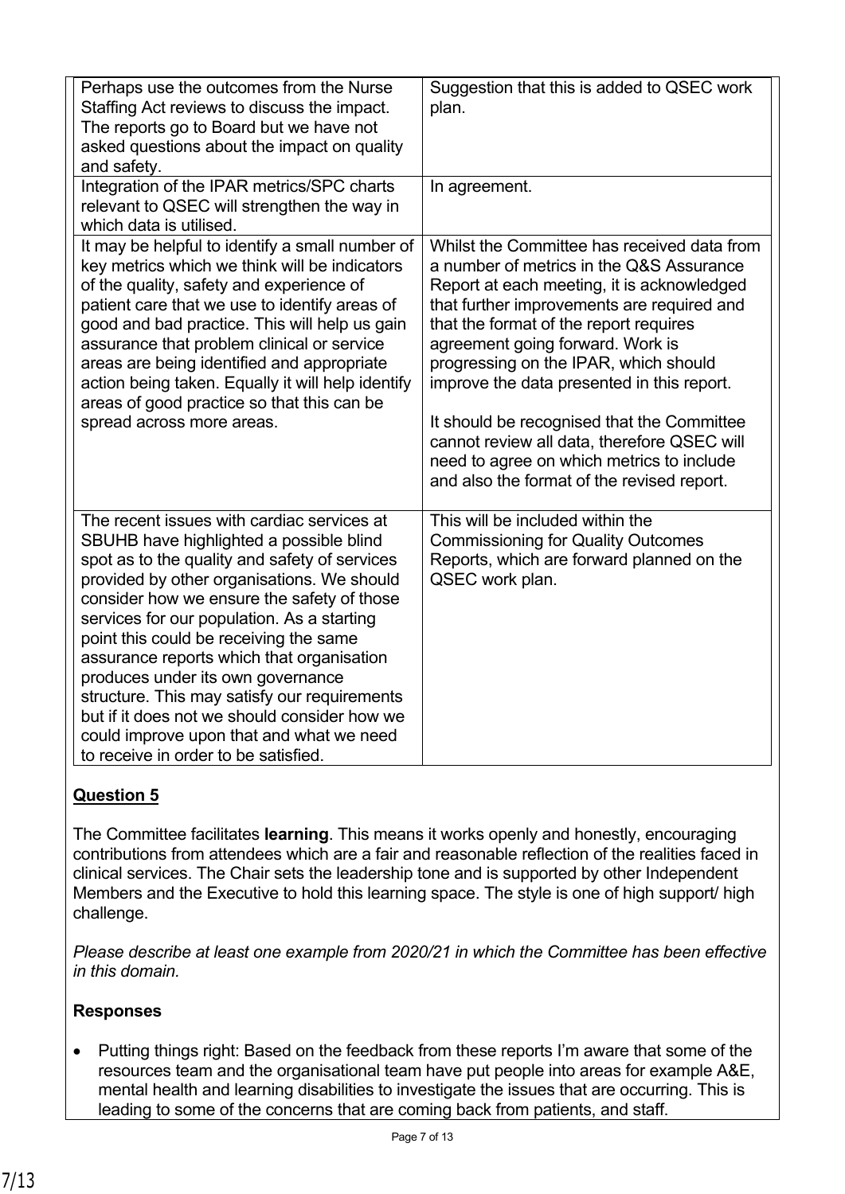| | |
|---|---|
| Perhaps use the outcomes from the Nurse Staffing Act reviews to discuss the impact. The reports go to Board but we have not asked questions about the impact on quality and safety. | Suggestion that this is added to QSEC work plan. |
| Integration of the IPAR metrics/SPC charts relevant to QSEC will strengthen the way in which data is utilised. | In agreement. |
| It may be helpful to identify a small number of key metrics which we think will be indicators of the quality, safety and experience of patient care that we use to identify areas of good and bad practice. This will help us gain assurance that problem clinical or service areas are being identified and appropriate action being taken. Equally it will help identify areas of good practice so that this can be spread across more areas. | Whilst the Committee has received data from a number of metrics in the Q&S Assurance Report at each meeting, it is acknowledged that further improvements are required and that the format of the report requires agreement going forward. Work is progressing on the IPAR, which should improve the data presented in this report.<br><br>It should be recognised that the Committee cannot review all data, therefore QSEC will need to agree on which metrics to include and also the format of the revised report. |
| The recent issues with cardiac services at SBUHB have highlighted a possible blind spot as to the quality and safety of services provided by other organisations. We should consider how we ensure the safety of those services for our population. As a starting point this could be receiving the same assurance reports which that organisation produces under its own governance structure. This may satisfy our requirements but if it does not we should consider how we could improve upon that and what we need to receive in order to be satisfied. | This will be included within the Commissioning for Quality Outcomes Reports, which are forward planned on the QSEC work plan. |

**Question 5**

The Committee facilitates **learning**. This means it works openly and honestly, encouraging contributions from attendees which are a fair and reasonable reflection of the realities faced in clinical services. The Chair sets the leadership tone and is supported by other Independent Members and the Executive to hold this learning space. The style is one of high support/ high challenge.

*Please describe at least one example from 2020/21 in which the Committee has been effective in this domain.*

**Responses**

- Putting things right: Based on the feedback from these reports I'm aware that some of the resources team and the organisational team have put people into areas for example A&E, mental health and learning disabilities to investigate the issues that are occurring. This is leading to some of the concerns that are coming back from patients, and staff.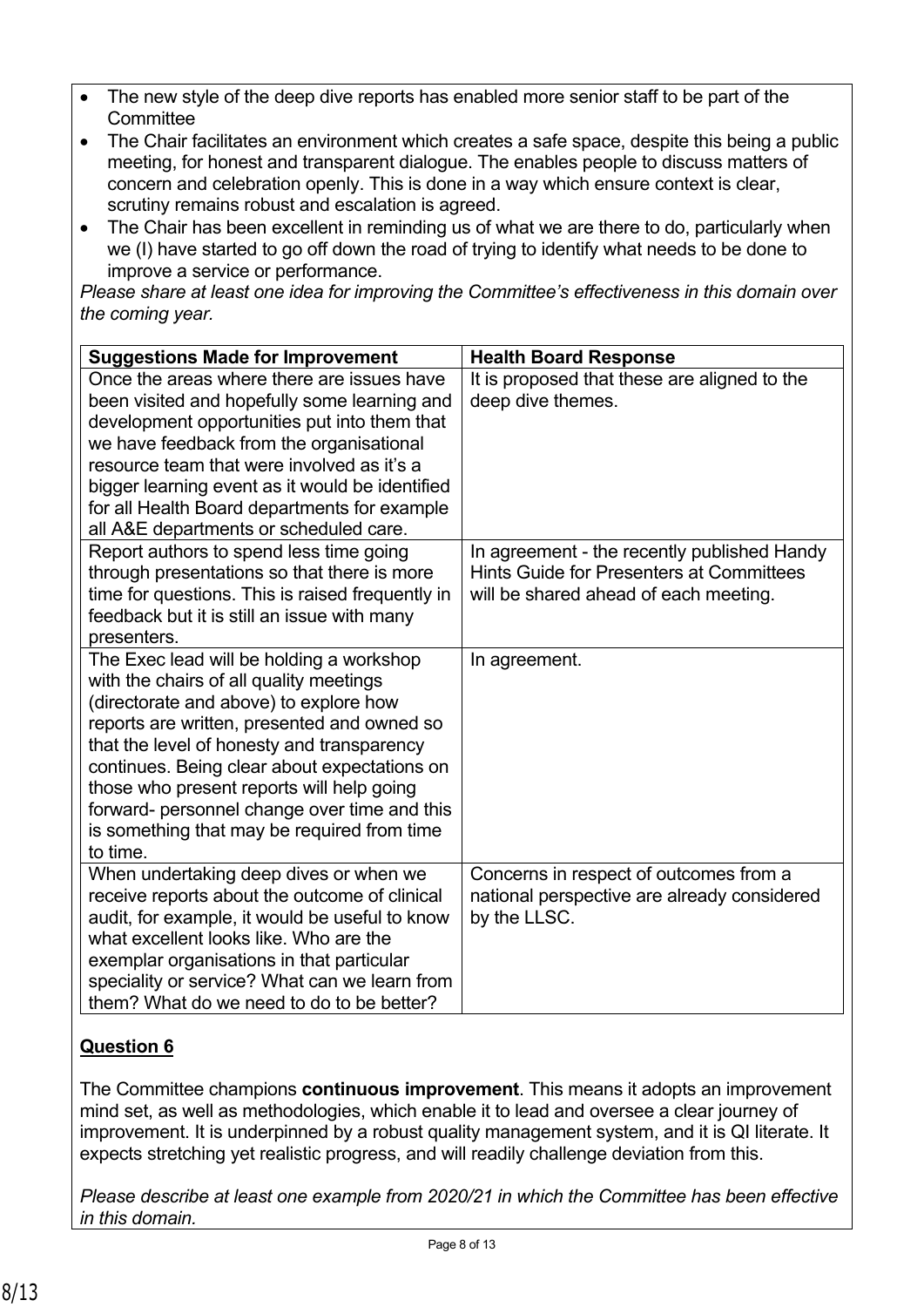- The new style of the deep dive reports has enabled more senior staff to be part of the Committee
- The Chair facilitates an environment which creates a safe space, despite this being a public meeting, for honest and transparent dialogue. The enables people to discuss matters of concern and celebration openly. This is done in a way which ensure context is clear, scrutiny remains robust and escalation is agreed.
- The Chair has been excellent in reminding us of what we are there to do, particularly when we (I) have started to go off down the road of trying to identify what needs to be done to improve a service or performance.

*Please share at least one idea for improving the Committee's effectiveness in this domain over the coming year.*

| Suggestions Made for Improvement | Health Board Response |
| --- | --- |
| Once the areas where there are issues have been visited and hopefully some learning and development opportunities put into them that we have feedback from the organisational resource team that were involved as it's a bigger learning event as it would be identified for all Health Board departments for example all A&E departments or scheduled care. | It is proposed that these are aligned to the deep dive themes. |
| Report authors to spend less time going through presentations so that there is more time for questions. This is raised frequently in feedback but it is still an issue with many presenters. | In agreement - the recently published Handy Hints Guide for Presenters at Committees will be shared ahead of each meeting. |
| The Exec lead will be holding a workshop with the chairs of all quality meetings (directorate and above) to explore how reports are written, presented and owned so that the level of honesty and transparency continues. Being clear about expectations on those who present reports will help going forward- personnel change over time and this is something that may be required from time to time. | In agreement. |
| When undertaking deep dives or when we receive reports about the outcome of clinical audit, for example, it would be useful to know what excellent looks like. Who are the exemplar organisations in that particular speciality or service? What can we learn from them? What do we need to do to be better? | Concerns in respect of outcomes from a national perspective are already considered by the LLSC. |

**Question 6**

The Committee champions **continuous improvement**. This means it adopts an improvement mind set, as well as methodologies, which enable it to lead and oversee a clear journey of improvement. It is underpinned by a robust quality management system, and it is QI literate. It expects stretching yet realistic progress, and will readily challenge deviation from this.

*Please describe at least one example from 2020/21 in which the Committee has been effective in this domain.*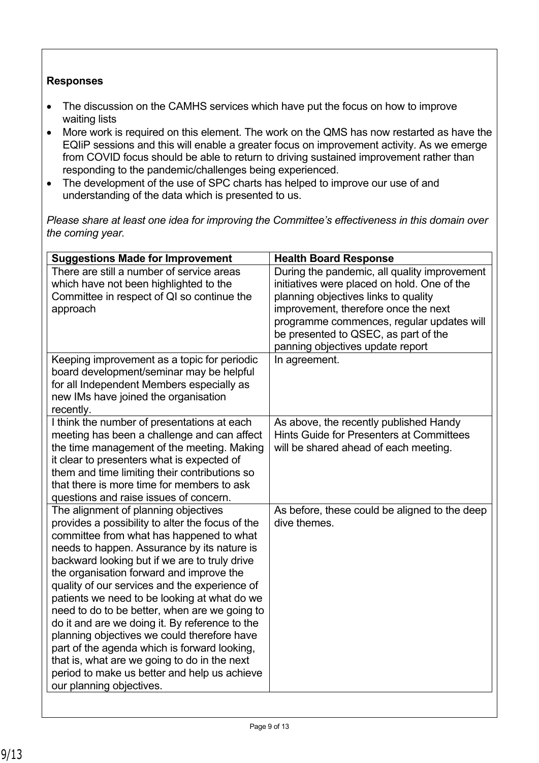**Responses**

- The discussion on the CAMHS services which have put the focus on how to improve waiting lists
- More work is required on this element. The work on the QMS has now restarted as have the EQIiP sessions and this will enable a greater focus on improvement activity. As we emerge from COVID focus should be able to return to driving sustained improvement rather than responding to the pandemic/challenges being experienced.
- The development of the use of SPC charts has helped to improve our use of and understanding of the data which is presented to us.

*Please share at least one idea for improving the Committee's effectiveness in this domain over the coming year.*

| Suggestions Made for Improvement | Health Board Response |
| --- | --- |
| There are still a number of service areas which have not been highlighted to the Committee in respect of QI so continue the approach | During the pandemic, all quality improvement initiatives were placed on hold. One of the planning objectives links to quality improvement, therefore once the next programme commences, regular updates will be presented to QSEC, as part of the panning objectives update report |
| Keeping improvement as a topic for periodic board development/seminar may be helpful for all Independent Members especially as new IMs have joined the organisation recently. | In agreement. |
| I think the number of presentations at each meeting has been a challenge and can affect the time management of the meeting. Making it clear to presenters what is expected of them and time limiting their contributions so that there is more time for members to ask questions and raise issues of concern. | As above, the recently published Handy Hints Guide for Presenters at Committees will be shared ahead of each meeting. |
| The alignment of planning objectives provides a possibility to alter the focus of the committee from what has happened to what needs to happen. Assurance by its nature is backward looking but if we are to truly drive the organisation forward and improve the quality of our services and the experience of patients we need to be looking at what do we need to do to be better, when are we going to do it and are we doing it. By reference to the planning objectives we could therefore have part of the agenda which is forward looking, that is, what are we going to do in the next period to make us better and help us achieve our planning objectives. | As before, these could be aligned to the deep dive themes. |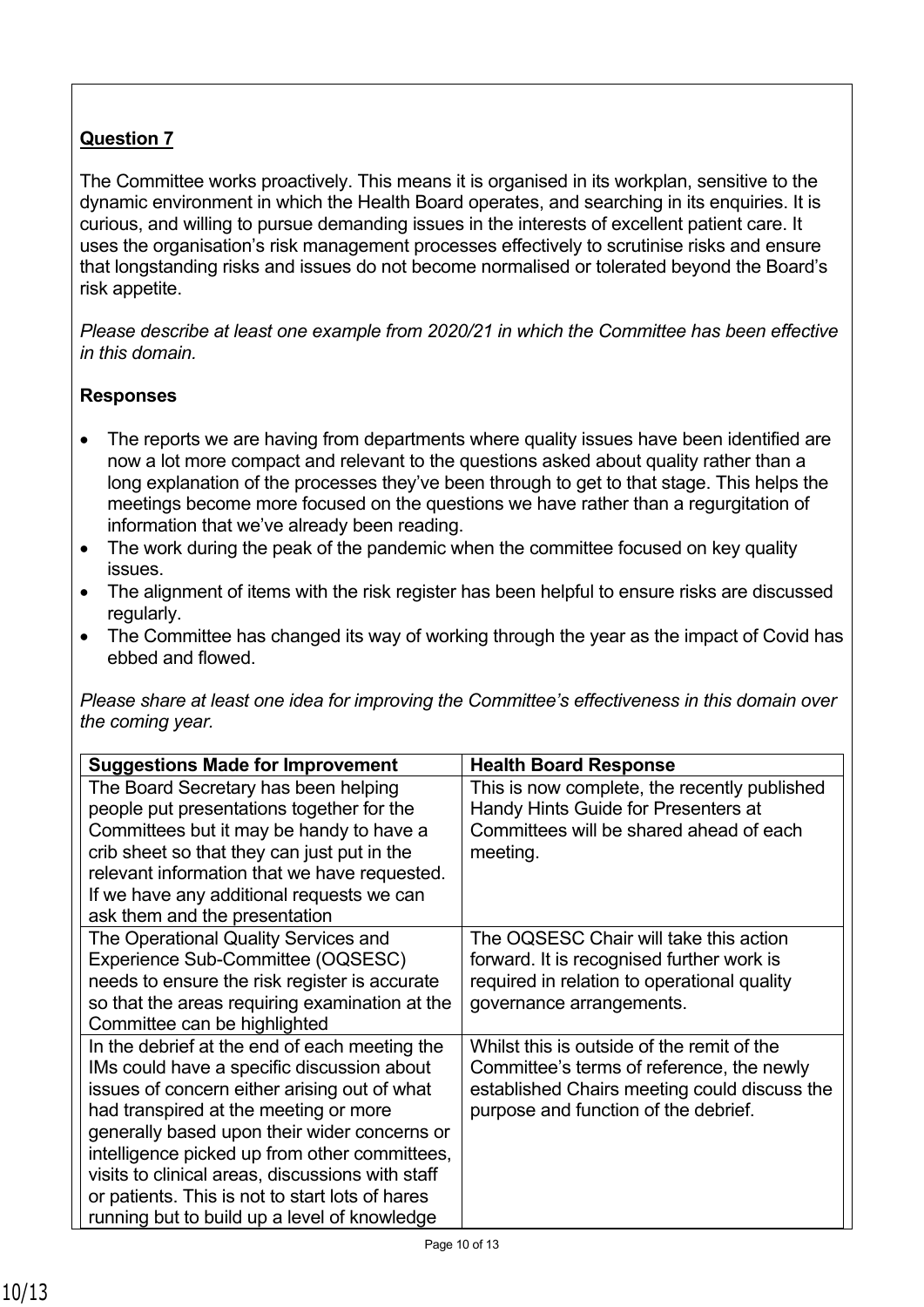**Question 7**

The Committee works proactively. This means it is organised in its workplan, sensitive to the dynamic environment in which the Health Board operates, and searching in its enquiries. It is curious, and willing to pursue demanding issues in the interests of excellent patient care. It uses the organisation's risk management processes effectively to scrutinise risks and ensure that longstanding risks and issues do not become normalised or tolerated beyond the Board's risk appetite.

*Please describe at least one example from 2020/21 in which the Committee has been effective in this domain.*

**Responses**

- The reports we are having from departments where quality issues have been identified are now a lot more compact and relevant to the questions asked about quality rather than a long explanation of the processes they've been through to get to that stage. This helps the meetings become more focused on the questions we have rather than a regurgitation of information that we've already been reading.
- The work during the peak of the pandemic when the committee focused on key quality issues.
- The alignment of items with the risk register has been helpful to ensure risks are discussed regularly.
- The Committee has changed its way of working through the year as the impact of Covid has ebbed and flowed.

*Please share at least one idea for improving the Committee's effectiveness in this domain over the coming year.*

| Suggestions Made for Improvement | Health Board Response |
|---|---|
| The Board Secretary has been helping people put presentations together for the Committees but it may be handy to have a crib sheet so that they can just put in the relevant information that we have requested. If we have any additional requests we can ask them and the presentation | This is now complete, the recently published Handy Hints Guide for Presenters at Committees will be shared ahead of each meeting. |
| The Operational Quality Services and Experience Sub-Committee (OQSESC) needs to ensure the risk register is accurate so that the areas requiring examination at the Committee can be highlighted | The OQSESC Chair will take this action forward. It is recognised further work is required in relation to operational quality governance arrangements. |
| In the debrief at the end of each meeting the IMs could have a specific discussion about issues of concern either arising out of what had transpired at the meeting or more generally based upon their wider concerns or intelligence picked up from other committees, visits to clinical areas, discussions with staff or patients. This is not to start lots of hares running but to build up a level of knowledge | Whilst this is outside of the remit of the Committee's terms of reference, the newly established Chairs meeting could discuss the purpose and function of the debrief. |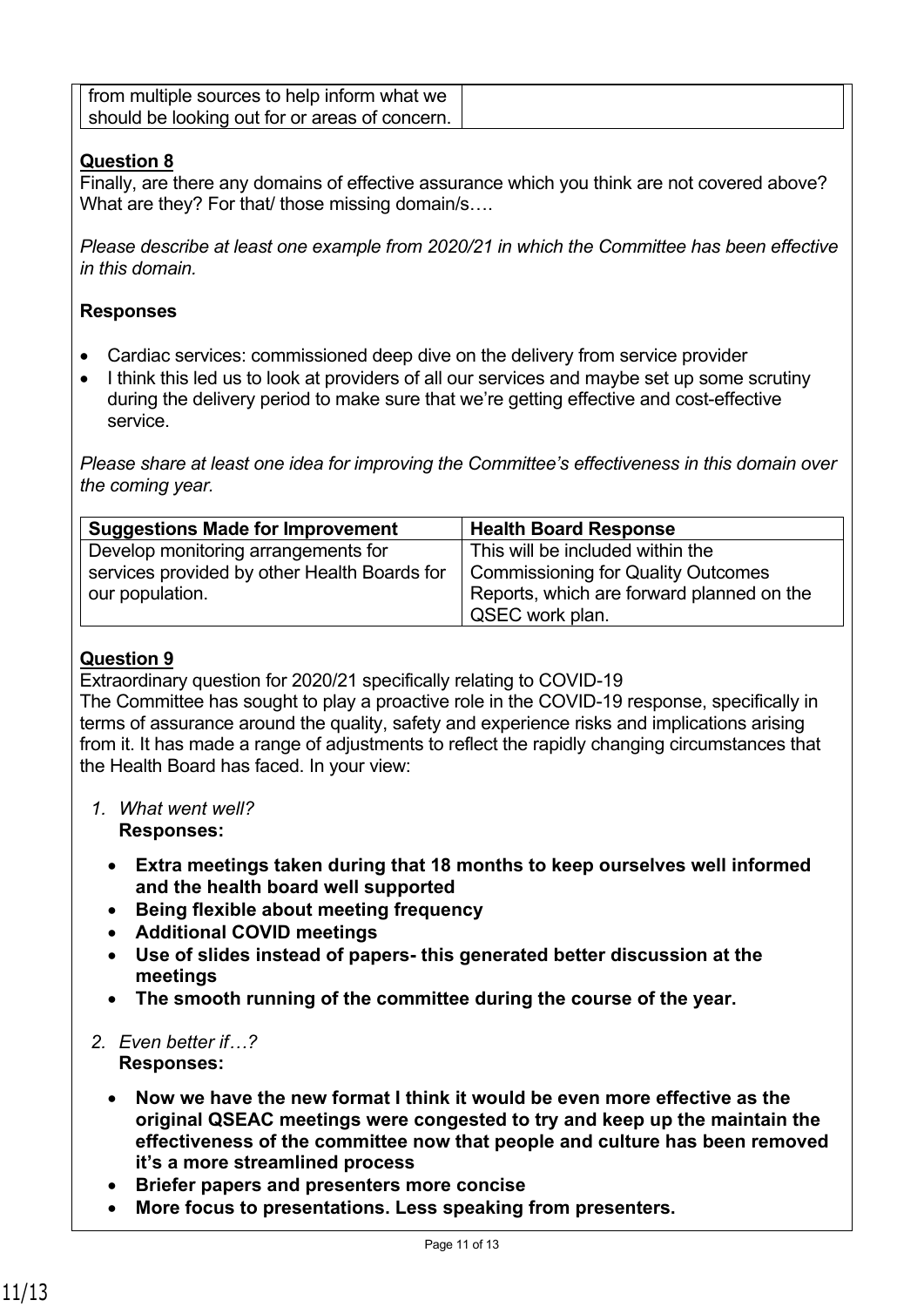| from multiple sources to help inform what we should be looking out for or areas of concern. | |
|---|---|

**Question 8**

Finally, are there any domains of effective assurance which you think are not covered above? What are they? For that/ those missing domain/s….

*Please describe at least one example from 2020/21 in which the Committee has been effective in this domain.*

**Responses**

- Cardiac services: commissioned deep dive on the delivery from service provider
- I think this led us to look at providers of all our services and maybe set up some scrutiny during the delivery period to make sure that we're getting effective and cost-effective service.

*Please share at least one idea for improving the Committee's effectiveness in this domain over the coming year.*

| Suggestions Made for Improvement | Health Board Response |
|---|---|
| Develop monitoring arrangements for services provided by other Health Boards for our population. | This will be included within the Commissioning for Quality Outcomes Reports, which are forward planned on the QSEC work plan. |

**Question 9**

Extraordinary question for 2020/21 specifically relating to COVID-19

The Committee has sought to play a proactive role in the COVID-19 response, specifically in terms of assurance around the quality, safety and experience risks and implications arising from it. It has made a range of adjustments to reflect the rapidly changing circumstances that the Health Board has faced. In your view:

1. *What went well?*
   **Responses:**

   - **Extra meetings taken during that 18 months to keep ourselves well informed and the health board well supported**
   - **Being flexible about meeting frequency**
   - **Additional COVID meetings**
   - **Use of slides instead of papers- this generated better discussion at the meetings**
   - **The smooth running of the committee during the course of the year.**

2. *Even better if…?*
   **Responses:**

   - **Now we have the new format I think it would be even more effective as the original QSEAC meetings were congested to try and keep up the maintain the effectiveness of the committee now that people and culture has been removed it's a more streamlined process**
   - **Briefer papers and presenters more concise**
   - **More focus to presentations. Less speaking from presenters.**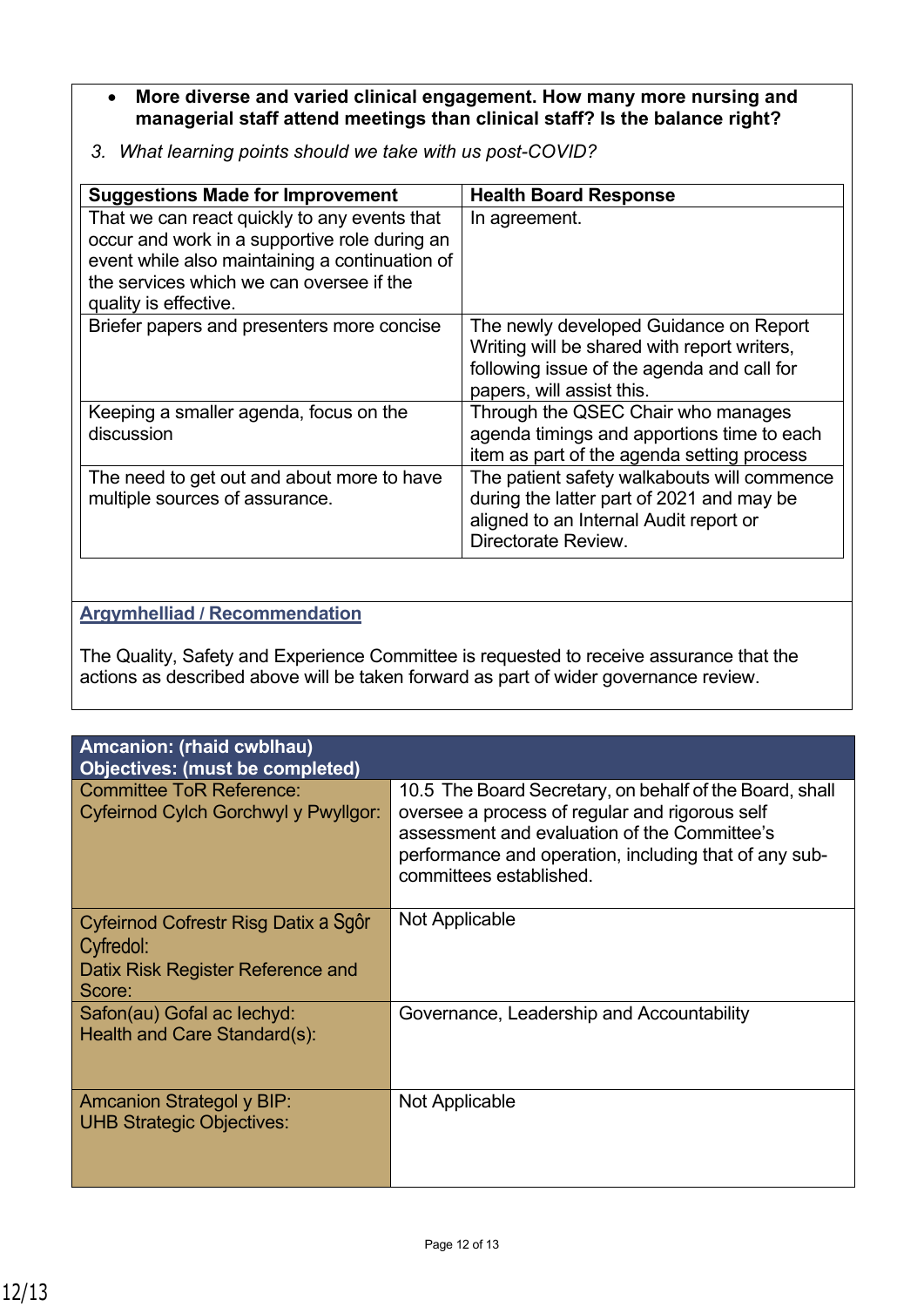- **More diverse and varied clinical engagement. How many more nursing and managerial staff attend meetings than clinical staff? Is the balance right?**

3. *What learning points should we take with us post-COVID?*

| Suggestions Made for Improvement | Health Board Response |
|---|---|
| That we can react quickly to any events that occur and work in a supportive role during an event while also maintaining a continuation of the services which we can oversee if the quality is effective. | In agreement. |
| Briefer papers and presenters more concise | The newly developed Guidance on Report Writing will be shared with report writers, following issue of the agenda and call for papers, will assist this. |
| Keeping a smaller agenda, focus on the discussion | Through the QSEC Chair who manages agenda timings and apportions time to each item as part of the agenda setting process |
| The need to get out and about more to have multiple sources of assurance. | The patient safety walkabouts will commence during the latter part of 2021 and may be aligned to an Internal Audit report or Directorate Review. |

**Argymhelliad / Recommendation**

The Quality, Safety and Experience Committee is requested to receive assurance that the actions as described above will be taken forward as part of wider governance review.

| **Amcanion: (rhaid cwblhau)<br>Objectives: (must be completed)** | |
|---|---|
| Committee ToR Reference:<br>Cyfeirnod Cylch Gorchwyl y Pwyllgor: | 10.5 The Board Secretary, on behalf of the Board, shall oversee a process of regular and rigorous self assessment and evaluation of the Committee's performance and operation, including that of any sub-committees established. |
| Cyfeirnod Cofrestr Risg Datix a Sgôr Cyfredol:<br>Datix Risk Register Reference and Score: | Not Applicable |
| Safon(au) Gofal ac Iechyd:<br>Health and Care Standard(s): | Governance, Leadership and Accountability |
| Amcanion Strategol y BIP:<br>UHB Strategic Objectives: | Not Applicable |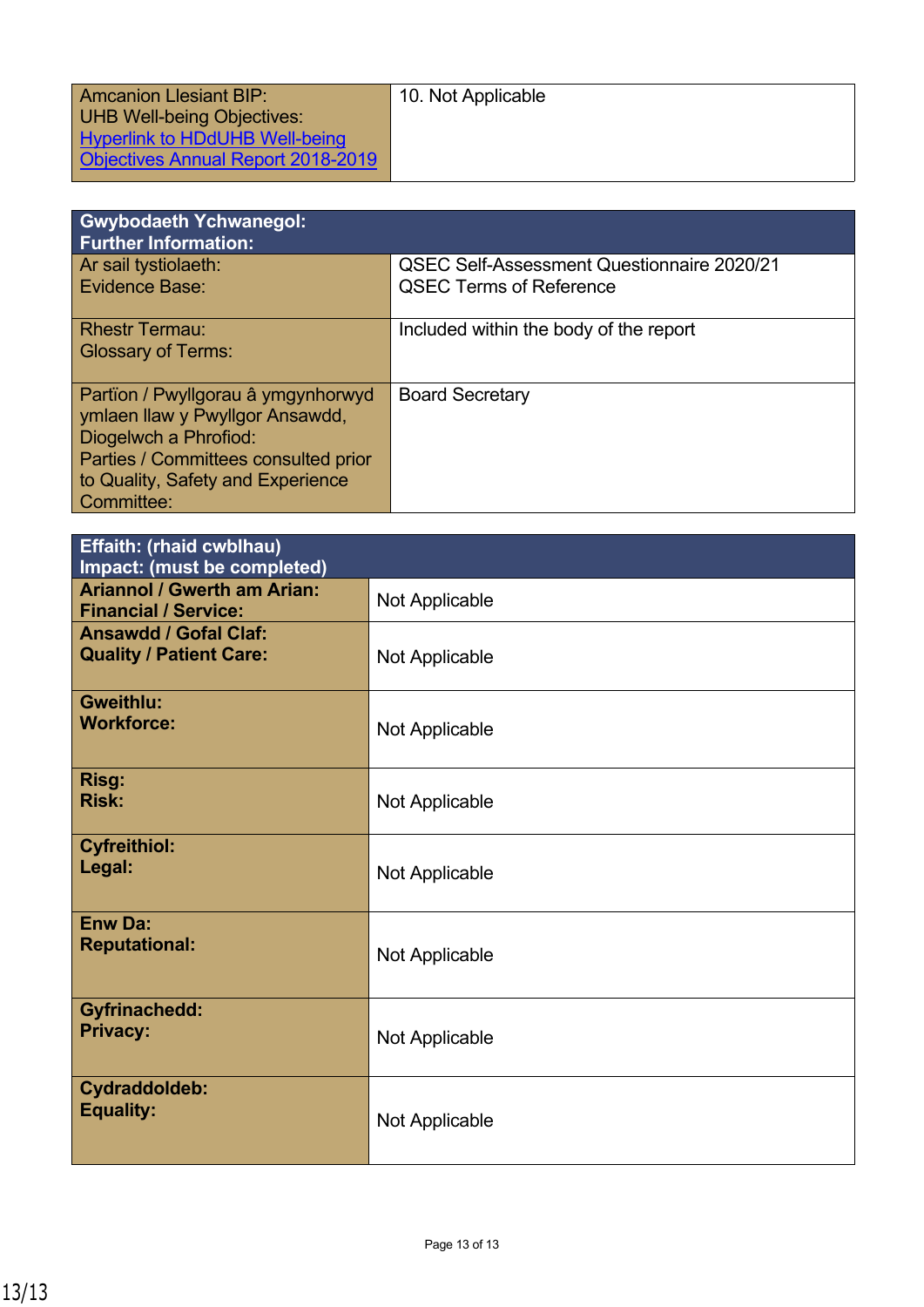| | |
|---|---|
| Amcanion Llesiant BIP:<br>UHB Well-being Objectives:<br>[Hyperlink to HDdUHB Well-being Objectives Annual Report 2018-2019] | 10. Not Applicable |

| **Gwybodaeth Ychwanegol:**<br>**Further Information:** | |
|---|---|
| Ar sail tystiolaeth:<br>Evidence Base: | QSEC Self-Assessment Questionnaire 2020/21<br>QSEC Terms of Reference |
| Rhestr Termau:<br>Glossary of Terms: | Included within the body of the report |
| Partïon / Pwyllgorau â ymgynhorwyd ymlaen llaw y Pwyllgor Ansawdd, Diogelwch a Phrofiod:<br>Parties / Committees consulted prior to Quality, Safety and Experience Committee: | Board Secretary |

| **Effaith: (rhaid cwblhau)**<br>**Impact: (must be completed)** | |
|---|---|
| **Ariannol / Gwerth am Arian:**<br>**Financial / Service:** | Not Applicable |
| **Ansawdd / Gofal Claf:**<br>**Quality / Patient Care:** | Not Applicable |
| **Gweithlu:**<br>**Workforce:** | Not Applicable |
| **Risg:**<br>**Risk:** | Not Applicable |
| **Cyfreithiol:**<br>**Legal:** | Not Applicable |
| **Enw Da:**<br>**Reputational:** | Not Applicable |
| **Gyfrinachedd:**<br>**Privacy:** | Not Applicable |
| **Cydraddoldeb:**<br>**Equality:** | Not Applicable |